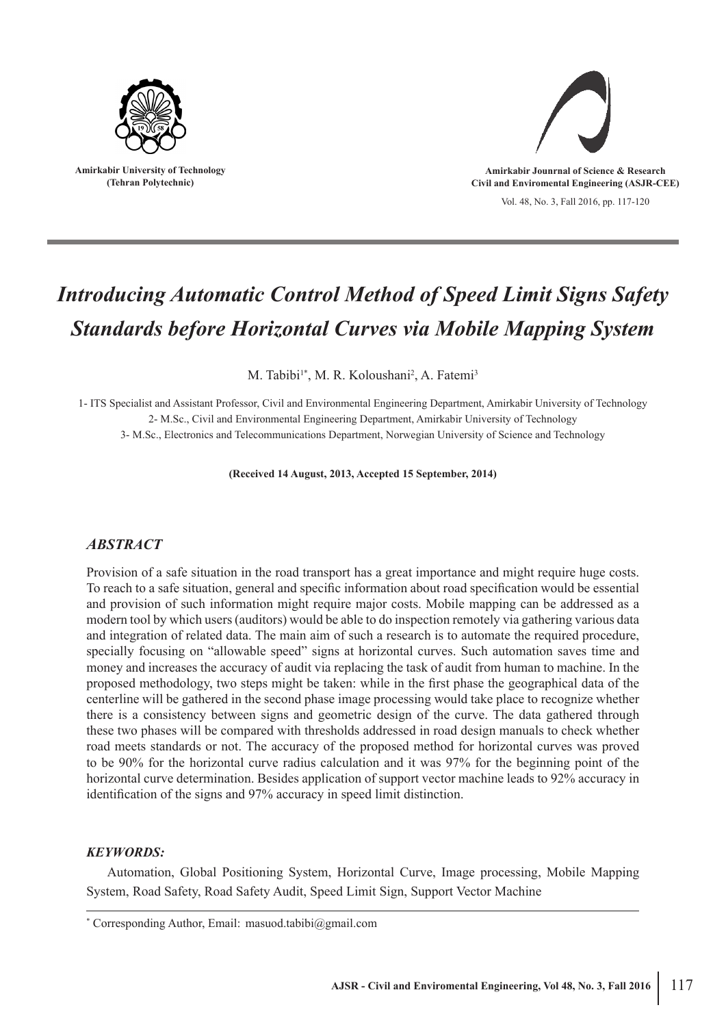Amirkabir University of Technology
(Tehran Polytechnic)

Amirkabir Jounrnal of Science & Research
Civil and Enviromental Engineering (ASJR-CEE)

# *Introducing Automatic Control Method of Speed Limit Signs Safety Standards before Horizontal Curves via Mobile Mapping System*

M. Tabibi[1*], M. R. Koloushani[2], A. Fatemi[3]

1- ITS Specialist and Assistant Professor, Civil and Environmental Engineering Department, Amirkabir University of Technology
2- M.Sc., Civil and Environmental Engineering Department, Amirkabir University of Technology
3- M.Sc., Electronics and Telecommunications Department, Norwegian University of Science and Technology

**(Received 14 August, 2013, Accepted 15 September, 2014)**

## *ABSTRACT*

Provision of a safe situation in the road transport has a great importance and might require huge costs. To reach to a safe situation, general and specific information about road specification would be essential and provision of such information might require major costs. Mobile mapping can be addressed as a modern tool by which users (auditors) would be able to do inspection remotely via gathering various data and integration of related data. The main aim of such a research is to automate the required procedure, specially focusing on "allowable speed" signs at horizontal curves. Such automation saves time and money and increases the accuracy of audit via replacing the task of audit from human to machine. In the proposed methodology, two steps might be taken: while in the first phase the geographical data of the centerline will be gathered in the second phase image processing would take place to recognize whether there is a consistency between signs and geometric design of the curve. The data gathered through these two phases will be compared with thresholds addressed in road design manuals to check whether road meets standards or not. The accuracy of the proposed method for horizontal curves was proved to be 90% for the horizontal curve radius calculation and it was 97% for the beginning point of the horizontal curve determination. Besides application of support vector machine leads to 92% accuracy in identification of the signs and 97% accuracy in speed limit distinction.

### *KEYWORDS:*

Automation, Global Positioning System, Horizontal Curve, Image processing, Mobile Mapping System, Road Safety, Road Safety Audit, Speed Limit Sign, Support Vector Machine

[*] Corresponding Author, Email: masuod.tabibi@gmail.com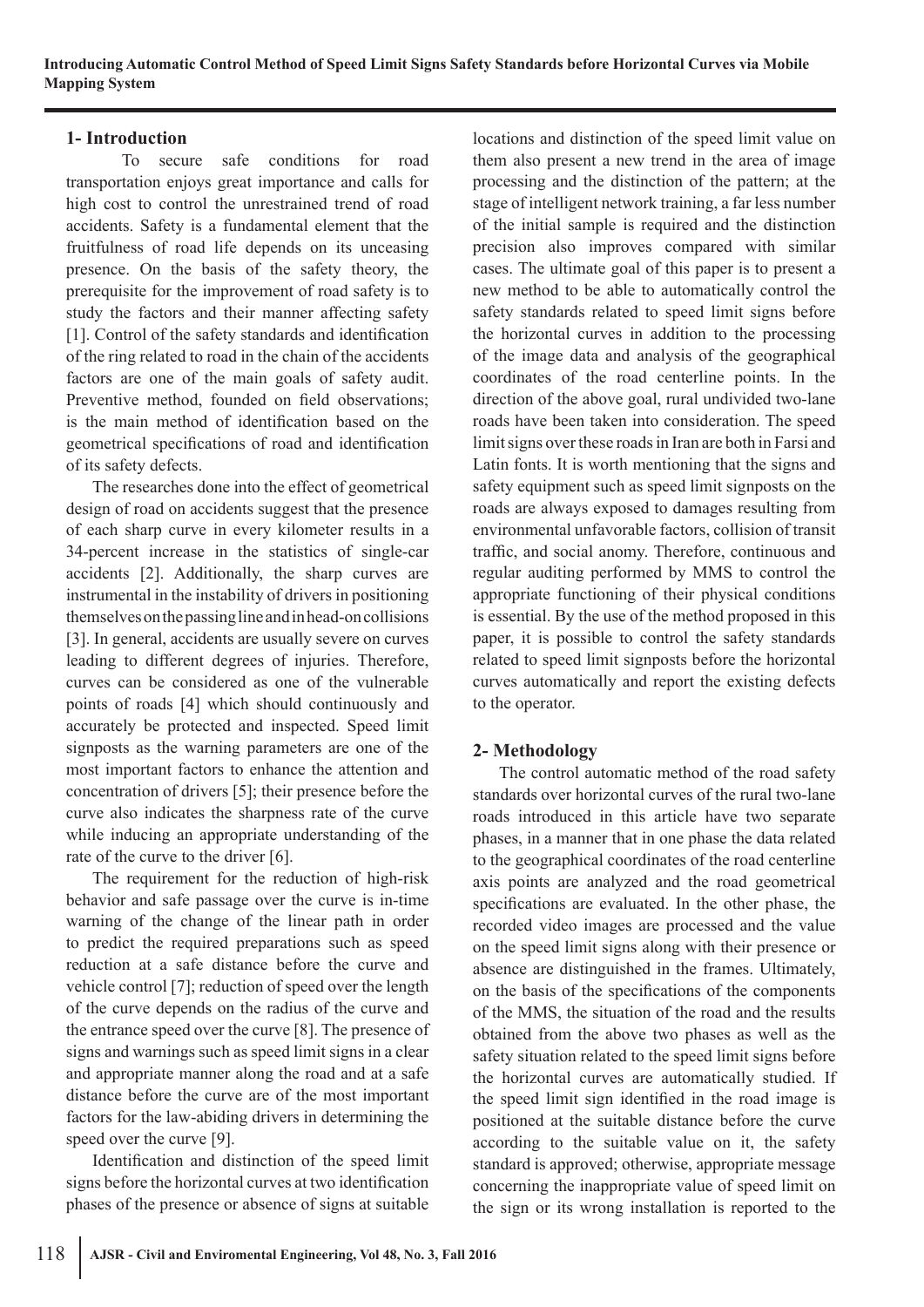## 1- Introduction

To secure safe conditions for road transportation enjoys great importance and calls for high cost to control the unrestrained trend of road accidents. Safety is a fundamental element that the fruitfulness of road life depends on its unceasing presence. On the basis of the safety theory, the prerequisite for the improvement of road safety is to study the factors and their manner affecting safety [1]. Control of the safety standards and identification of the ring related to road in the chain of the accidents factors are one of the main goals of safety audit. Preventive method, founded on field observations; is the main method of identification based on the geometrical specifications of road and identification of its safety defects.

The researches done into the effect of geometrical design of road on accidents suggest that the presence of each sharp curve in every kilometer results in a 34-percent increase in the statistics of single-car accidents [2]. Additionally, the sharp curves are instrumental in the instability of drivers in positioning themselves on the passing line and in head-on collisions [3]. In general, accidents are usually severe on curves leading to different degrees of injuries. Therefore, curves can be considered as one of the vulnerable points of roads [4] which should continuously and accurately be protected and inspected. Speed limit signposts as the warning parameters are one of the most important factors to enhance the attention and concentration of drivers [5]; their presence before the curve also indicates the sharpness rate of the curve while inducing an appropriate understanding of the rate of the curve to the driver [6].

The requirement for the reduction of high-risk behavior and safe passage over the curve is in-time warning of the change of the linear path in order to predict the required preparations such as speed reduction at a safe distance before the curve and vehicle control [7]; reduction of speed over the length of the curve depends on the radius of the curve and the entrance speed over the curve [8]. The presence of signs and warnings such as speed limit signs in a clear and appropriate manner along the road and at a safe distance before the curve are of the most important factors for the law-abiding drivers in determining the speed over the curve [9].

Identification and distinction of the speed limit signs before the horizontal curves at two identification phases of the presence or absence of signs at suitable locations and distinction of the speed limit value on them also present a new trend in the area of image processing and the distinction of the pattern; at the stage of intelligent network training, a far less number of the initial sample is required and the distinction precision also improves compared with similar cases. The ultimate goal of this paper is to present a new method to be able to automatically control the safety standards related to speed limit signs before the horizontal curves in addition to the processing of the image data and analysis of the geographical coordinates of the road centerline points. In the direction of the above goal, rural undivided two-lane roads have been taken into consideration. The speed limit signs over these roads in Iran are both in Farsi and Latin fonts. It is worth mentioning that the signs and safety equipment such as speed limit signposts on the roads are always exposed to damages resulting from environmental unfavorable factors, collision of transit traffic, and social anomy. Therefore, continuous and regular auditing performed by MMS to control the appropriate functioning of their physical conditions is essential. By the use of the method proposed in this paper, it is possible to control the safety standards related to speed limit signposts before the horizontal curves automatically and report the existing defects to the operator.

## 2- Methodology

The control automatic method of the road safety standards over horizontal curves of the rural two-lane roads introduced in this article have two separate phases, in a manner that in one phase the data related to the geographical coordinates of the road centerline axis points are analyzed and the road geometrical specifications are evaluated. In the other phase, the recorded video images are processed and the value on the speed limit signs along with their presence or absence are distinguished in the frames. Ultimately, on the basis of the specifications of the components of the MMS, the situation of the road and the results obtained from the above two phases as well as the safety situation related to the speed limit signs before the horizontal curves are automatically studied. If the speed limit sign identified in the road image is positioned at the suitable distance before the curve according to the suitable value on it, the safety standard is approved; otherwise, appropriate message concerning the inappropriate value of speed limit on the sign or its wrong installation is reported to the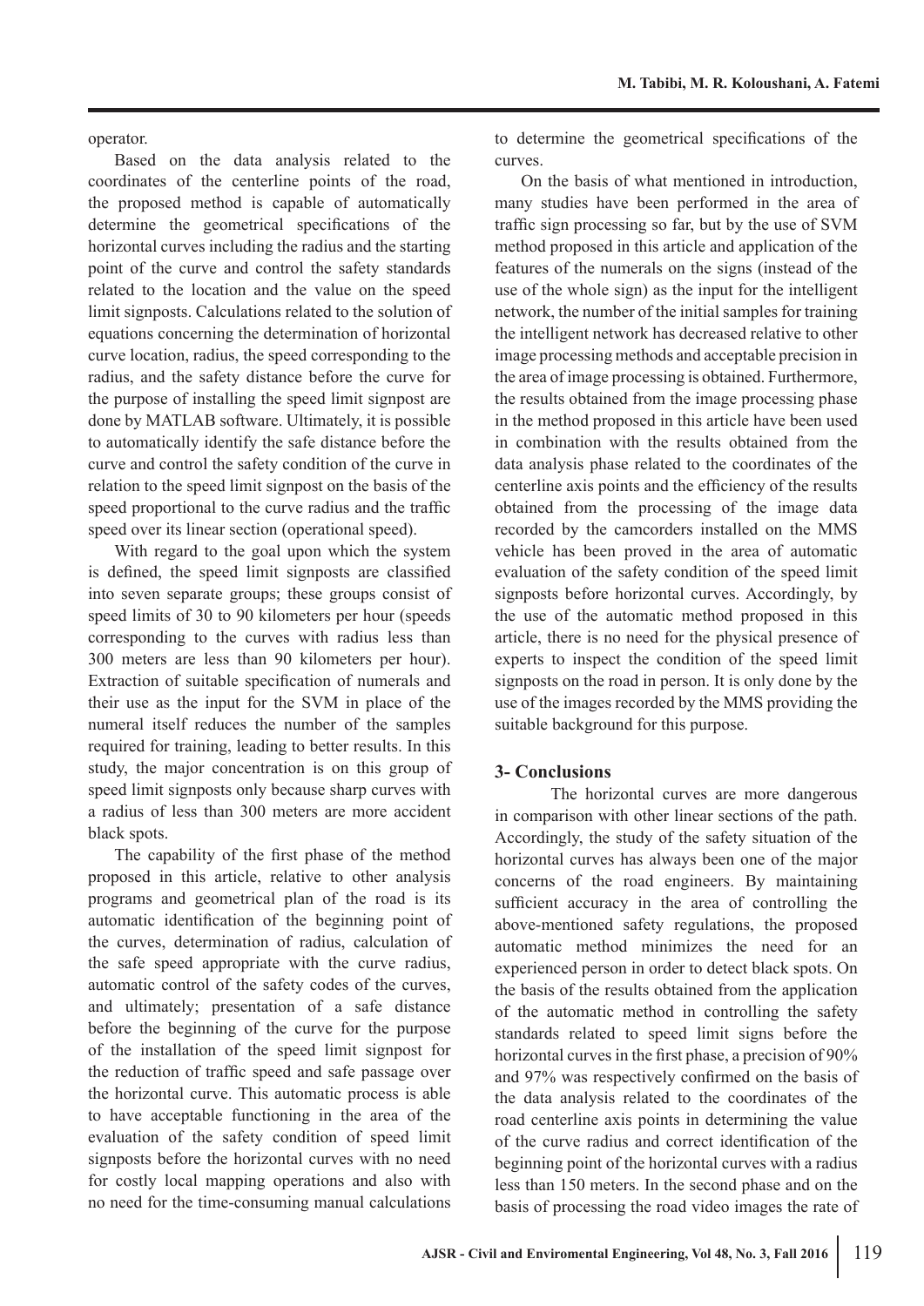operator.

Based on the data analysis related to the coordinates of the centerline points of the road, the proposed method is capable of automatically determine the geometrical specifications of the horizontal curves including the radius and the starting point of the curve and control the safety standards related to the location and the value on the speed limit signposts. Calculations related to the solution of equations concerning the determination of horizontal curve location, radius, the speed corresponding to the radius, and the safety distance before the curve for the purpose of installing the speed limit signpost are done by MATLAB software. Ultimately, it is possible to automatically identify the safe distance before the curve and control the safety condition of the curve in relation to the speed limit signpost on the basis of the speed proportional to the curve radius and the traffic speed over its linear section (operational speed).

With regard to the goal upon which the system is defined, the speed limit signposts are classified into seven separate groups; these groups consist of speed limits of 30 to 90 kilometers per hour (speeds corresponding to the curves with radius less than 300 meters are less than 90 kilometers per hour). Extraction of suitable specification of numerals and their use as the input for the SVM in place of the numeral itself reduces the number of the samples required for training, leading to better results. In this study, the major concentration is on this group of speed limit signposts only because sharp curves with a radius of less than 300 meters are more accident black spots.

The capability of the first phase of the method proposed in this article, relative to other analysis programs and geometrical plan of the road is its automatic identification of the beginning point of the curves, determination of radius, calculation of the safe speed appropriate with the curve radius, automatic control of the safety codes of the curves, and ultimately; presentation of a safe distance before the beginning of the curve for the purpose of the installation of the speed limit signpost for the reduction of traffic speed and safe passage over the horizontal curve. This automatic process is able to have acceptable functioning in the area of the evaluation of the safety condition of speed limit signposts before the horizontal curves with no need for costly local mapping operations and also with no need for the time-consuming manual calculations to determine the geometrical specifications of the curves.

On the basis of what mentioned in introduction, many studies have been performed in the area of traffic sign processing so far, but by the use of SVM method proposed in this article and application of the features of the numerals on the signs (instead of the use of the whole sign) as the input for the intelligent network, the number of the initial samples for training the intelligent network has decreased relative to other image processing methods and acceptable precision in the area of image processing is obtained. Furthermore, the results obtained from the image processing phase in the method proposed in this article have been used in combination with the results obtained from the data analysis phase related to the coordinates of the centerline axis points and the efficiency of the results obtained from the processing of the image data recorded by the camcorders installed on the MMS vehicle has been proved in the area of automatic evaluation of the safety condition of the speed limit signposts before horizontal curves. Accordingly, by the use of the automatic method proposed in this article, there is no need for the physical presence of experts to inspect the condition of the speed limit signposts on the road in person. It is only done by the use of the images recorded by the MMS providing the suitable background for this purpose.

## 3- Conclusions

The horizontal curves are more dangerous in comparison with other linear sections of the path. Accordingly, the study of the safety situation of the horizontal curves has always been one of the major concerns of the road engineers. By maintaining sufficient accuracy in the area of controlling the above-mentioned safety regulations, the proposed automatic method minimizes the need for an experienced person in order to detect black spots. On the basis of the results obtained from the application of the automatic method in controlling the safety standards related to speed limit signs before the horizontal curves in the first phase, a precision of 90% and 97% was respectively confirmed on the basis of the data analysis related to the coordinates of the road centerline axis points in determining the value of the curve radius and correct identification of the beginning point of the horizontal curves with a radius less than 150 meters. In the second phase and on the basis of processing the road video images the rate of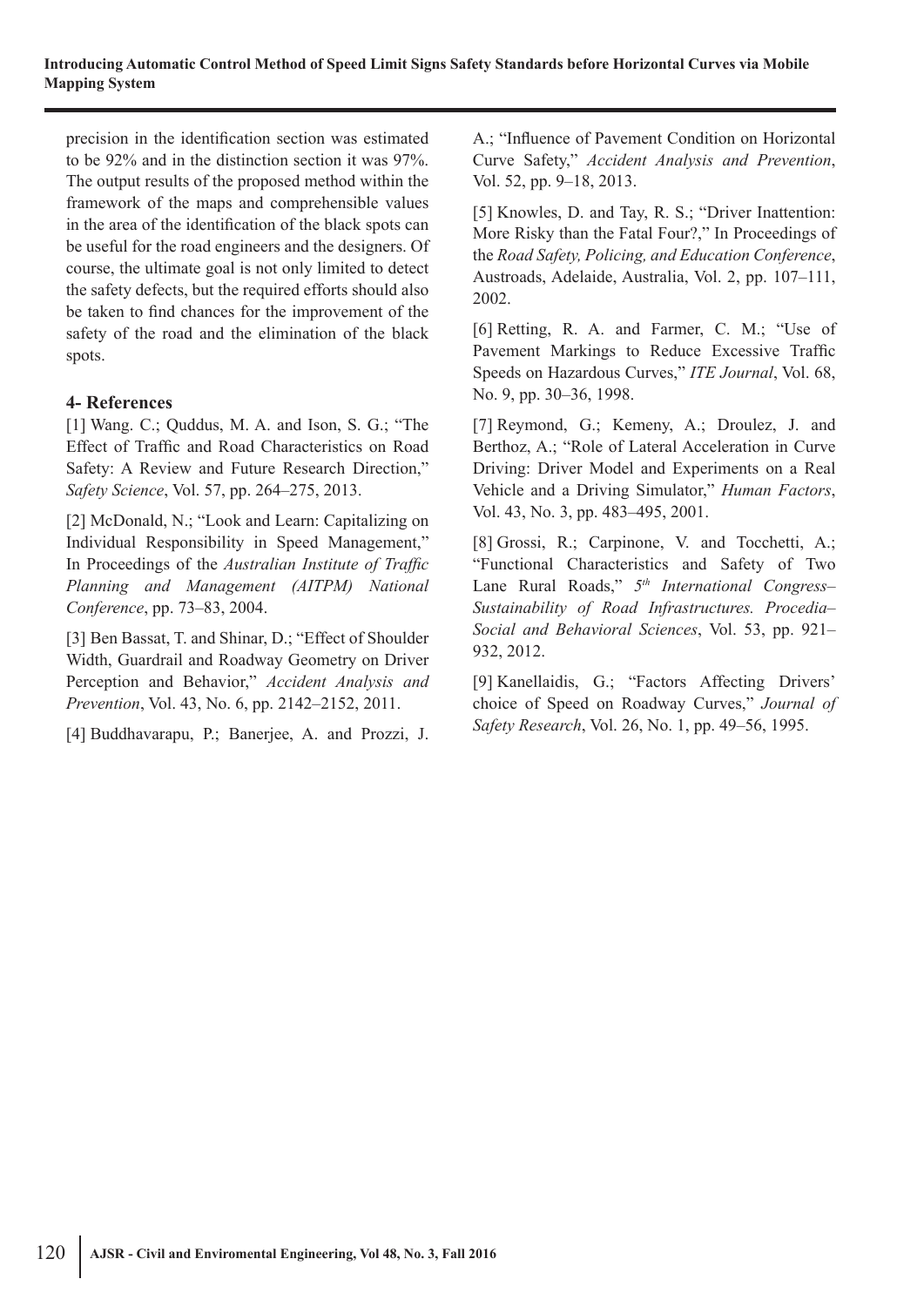precision in the identification section was estimated to be 92% and in the distinction section it was 97%. The output results of the proposed method within the framework of the maps and comprehensible values in the area of the identification of the black spots can be useful for the road engineers and the designers. Of course, the ultimate goal is not only limited to detect the safety defects, but the required efforts should also be taken to find chances for the improvement of the safety of the road and the elimination of the black spots.

## 4- References

[1] Wang. C.; Quddus, M. A. and Ison, S. G.; "The Effect of Traffic and Road Characteristics on Road Safety: A Review and Future Research Direction," *Safety Science*, Vol. 57, pp. 264–275, 2013.

[2] McDonald, N.; "Look and Learn: Capitalizing on Individual Responsibility in Speed Management," In Proceedings of the *Australian Institute of Traffic Planning and Management (AITPM) National Conference*, pp. 73–83, 2004.

[3] Ben Bassat, T. and Shinar, D.; "Effect of Shoulder Width, Guardrail and Roadway Geometry on Driver Perception and Behavior," *Accident Analysis and Prevention*, Vol. 43, No. 6, pp. 2142–2152, 2011.

[4] Buddhavarapu, P.; Banerjee, A. and Prozzi, J. A.; "Influence of Pavement Condition on Horizontal Curve Safety," *Accident Analysis and Prevention*, Vol. 52, pp. 9–18, 2013.

[5] Knowles, D. and Tay, R. S.; "Driver Inattention: More Risky than the Fatal Four?," In Proceedings of the *Road Safety, Policing, and Education Conference*, Austroads, Adelaide, Australia, Vol. 2, pp. 107–111, 2002.

[6] Retting, R. A. and Farmer, C. M.; "Use of Pavement Markings to Reduce Excessive Traffic Speeds on Hazardous Curves," *ITE Journal*, Vol. 68, No. 9, pp. 30–36, 1998.

[7] Reymond, G.; Kemeny, A.; Droulez, J. and Berthoz, A.; "Role of Lateral Acceleration in Curve Driving: Driver Model and Experiments on a Real Vehicle and a Driving Simulator," *Human Factors*, Vol. 43, No. 3, pp. 483–495, 2001.

[8] Grossi, R.; Carpinone, V. and Tocchetti, A.; "Functional Characteristics and Safety of Two Lane Rural Roads," *5th International Congress– Sustainability of Road Infrastructures. Procedia– Social and Behavioral Sciences*, Vol. 53, pp. 921–932, 2012.

[9] Kanellaidis, G.; "Factors Affecting Drivers' choice of Speed on Roadway Curves," *Journal of Safety Research*, Vol. 26, No. 1, pp. 49–56, 1995.